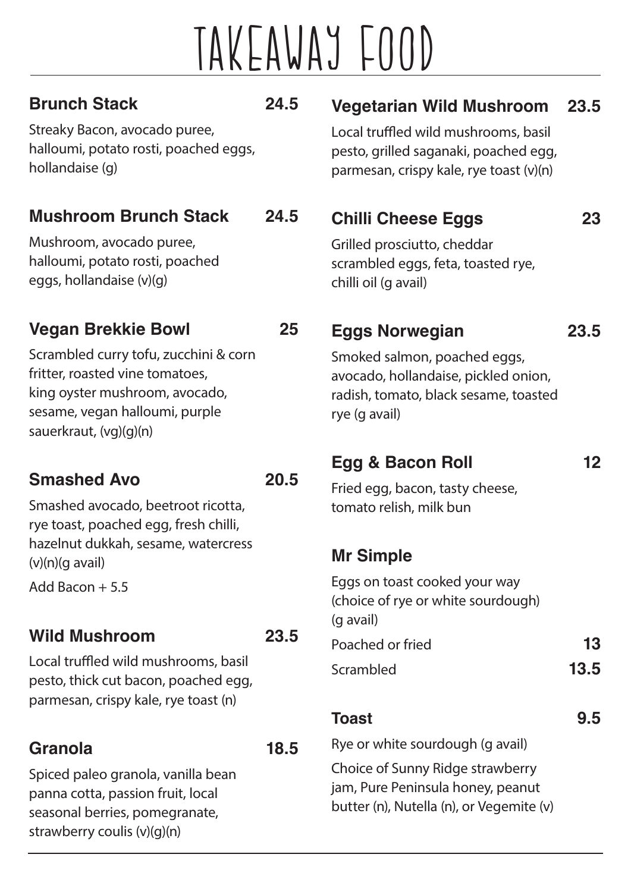# TAKEAWAY FOOD

## Brunch Stack — 24.5

Streaky Bacon, avocado puree, halloumi, potato rosti, poached eggs, hollandaise (g)

## Mushroom Brunch Stack — 24.5

Mushroom, avocado puree, halloumi, potato rosti, poached eggs, hollandaise (v)(g)

## Vegan Brekkie Bowl — 25

Scrambled curry tofu, zucchini & corn fritter, roasted vine tomatoes, king oyster mushroom, avocado, sesame, vegan halloumi, purple sauerkraut, (vg)(g)(n)

## Smashed Avo — 20.5

Smashed avocado, beetroot ricotta, rye toast, poached egg, fresh chilli, hazelnut dukkah, sesame, watercress (v)(n)(g avail)

Add Bacon + 5.5

## Wild Mushroom — 23.5

Local truffled wild mushrooms, basil pesto, thick cut bacon, poached egg, parmesan, crispy kale, rye toast (n)

## Granola — 18.5

Spiced paleo granola, vanilla bean panna cotta, passion fruit, local seasonal berries, pomegranate, strawberry coulis (v)(g)(n)

## Vegetarian Wild Mushroom — 23.5

Local truffled wild mushrooms, basil pesto, grilled saganaki, poached egg, parmesan, crispy kale, rye toast (v)(n)

## Chilli Cheese Eggs — 23

Grilled prosciutto, cheddar scrambled eggs, feta, toasted rye, chilli oil (g avail)

## Eggs Norwegian — 23.5

Smoked salmon, poached eggs, avocado, hollandaise, pickled onion, radish, tomato, black sesame, toasted rye (g avail)

## Egg & Bacon Roll — 12

Fried egg, bacon, tasty cheese, tomato relish, milk bun

## Mr Simple

Eggs on toast cooked your way (choice of rye or white sourdough) (g avail)

Poached or fried — **13**

Scrambled — **13.5**

## Toast — 9.5

Rye or white sourdough (g avail)

Choice of Sunny Ridge strawberry jam, Pure Peninsula honey, peanut butter (n), Nutella (n), or Vegemite (v)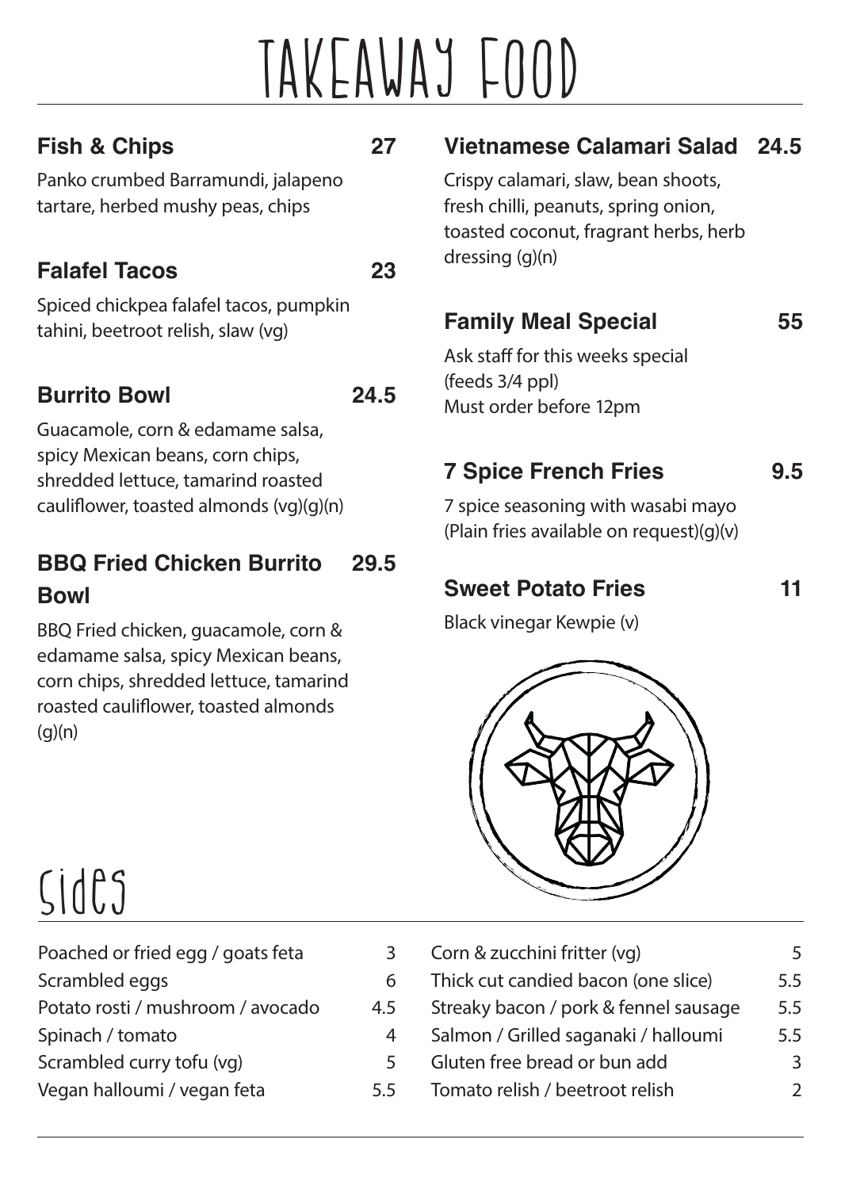# TAKEAWAY FOOD

### Fish & Chips 27

Panko crumbed Barramundi, jalapeno tartare, herbed mushy peas, chips

### Falafel Tacos 23

Spiced chickpea falafel tacos, pumpkin tahini, beetroot relish, slaw (vg)

### Burrito Bowl 24.5

Guacamole, corn & edamame salsa, spicy Mexican beans, corn chips, shredded lettuce, tamarind roasted cauliflower, toasted almonds (vg)(g)(n)

### BBQ Fried Chicken Burrito Bowl 29.5

BBQ Fried chicken, guacamole, corn & edamame salsa, spicy Mexican beans, corn chips, shredded lettuce, tamarind roasted cauliflower, toasted almonds (g)(n)

### Vietnamese Calamari Salad 24.5

Crispy calamari, slaw, bean shoots, fresh chilli, peanuts, spring onion, toasted coconut, fragrant herbs, herb dressing (g)(n)

### Family Meal Special 55

Ask staff for this weeks special
(feeds 3/4 ppl)
Must order before 12pm

### 7 Spice French Fries 9.5

7 spice seasoning with wasabi mayo
(Plain fries available on request)(g)(v)

### Sweet Potato Fries 11

Black vinegar Kewpie (v)

# Sides

| Item | Price |
|---|---|
| Poached or fried egg / goats feta | 3 |
| Scrambled eggs | 6 |
| Potato rosti / mushroom / avocado | 4.5 |
| Spinach / tomato | 4 |
| Scrambled curry tofu (vg) | 5 |
| Vegan halloumi / vegan feta | 5.5 |
| Corn & zucchini fritter (vg) | 5 |
| Thick cut candied bacon (one slice) | 5.5 |
| Streaky bacon / pork & fennel sausage | 5.5 |
| Salmon / Grilled saganaki / halloumi | 5.5 |
| Gluten free bread or bun add | 3 |
| Tomato relish / beetroot relish | 2 |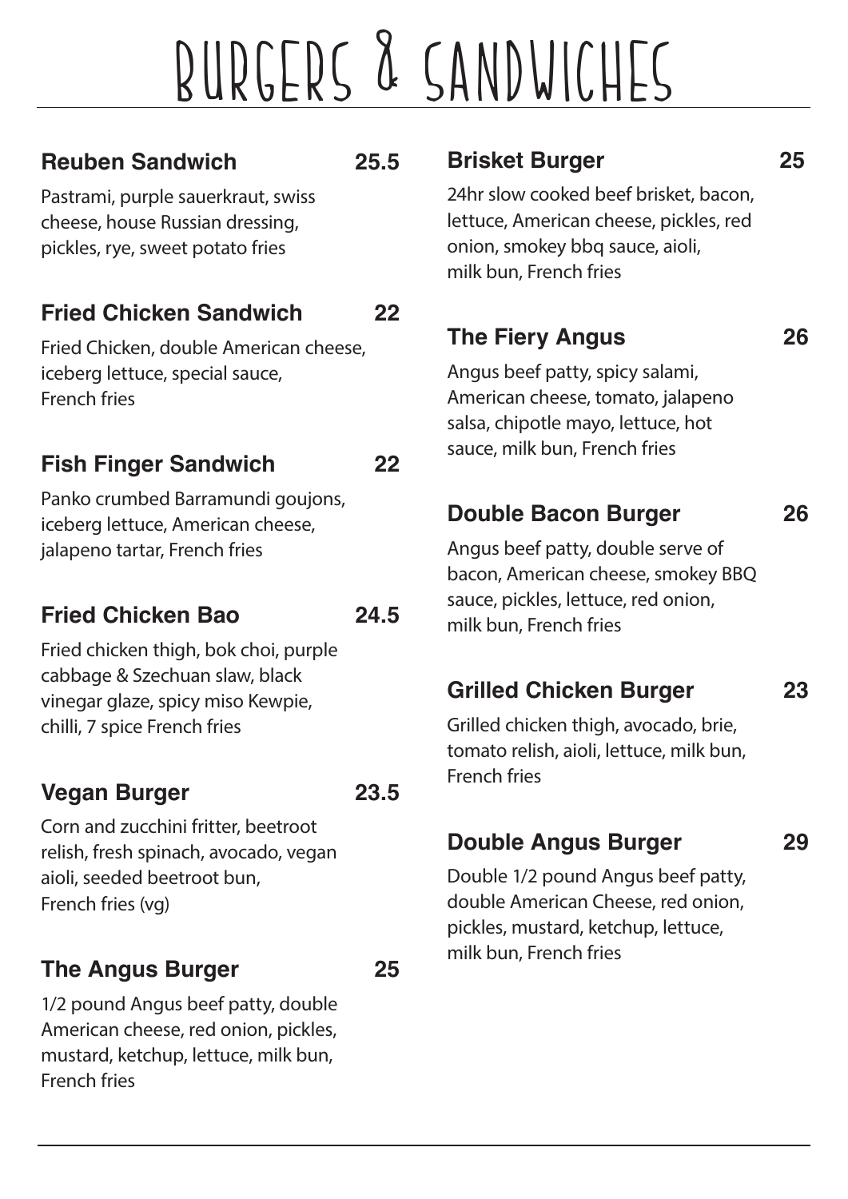# BURGERS & SANDWICHES

### Reuben Sandwich 25.5

Pastrami, purple sauerkraut, swiss cheese, house Russian dressing, pickles, rye, sweet potato fries

### Fried Chicken Sandwich 22

Fried Chicken, double American cheese, iceberg lettuce, special sauce, French fries

### Fish Finger Sandwich 22

Panko crumbed Barramundi goujons, iceberg lettuce, American cheese, jalapeno tartar, French fries

### Fried Chicken Bao 24.5

Fried chicken thigh, bok choi, purple cabbage & Szechuan slaw, black vinegar glaze, spicy miso Kewpie, chilli, 7 spice French fries

### Vegan Burger 23.5

Corn and zucchini fritter, beetroot relish, fresh spinach, avocado, vegan aioli, seeded beetroot bun, French fries (vg)

### The Angus Burger 25

1/2 pound Angus beef patty, double American cheese, red onion, pickles, mustard, ketchup, lettuce, milk bun, French fries

### Brisket Burger 25

24hr slow cooked beef brisket, bacon, lettuce, American cheese, pickles, red onion, smokey bbq sauce, aioli, milk bun, French fries

### The Fiery Angus 26

Angus beef patty, spicy salami, American cheese, tomato, jalapeno salsa, chipotle mayo, lettuce, hot sauce, milk bun, French fries

### Double Bacon Burger 26

Angus beef patty, double serve of bacon, American cheese, smokey BBQ sauce, pickles, lettuce, red onion, milk bun, French fries

### Grilled Chicken Burger 23

Grilled chicken thigh, avocado, brie, tomato relish, aioli, lettuce, milk bun, French fries

### Double Angus Burger 29

Double 1/2 pound Angus beef patty, double American Cheese, red onion, pickles, mustard, ketchup, lettuce, milk bun, French fries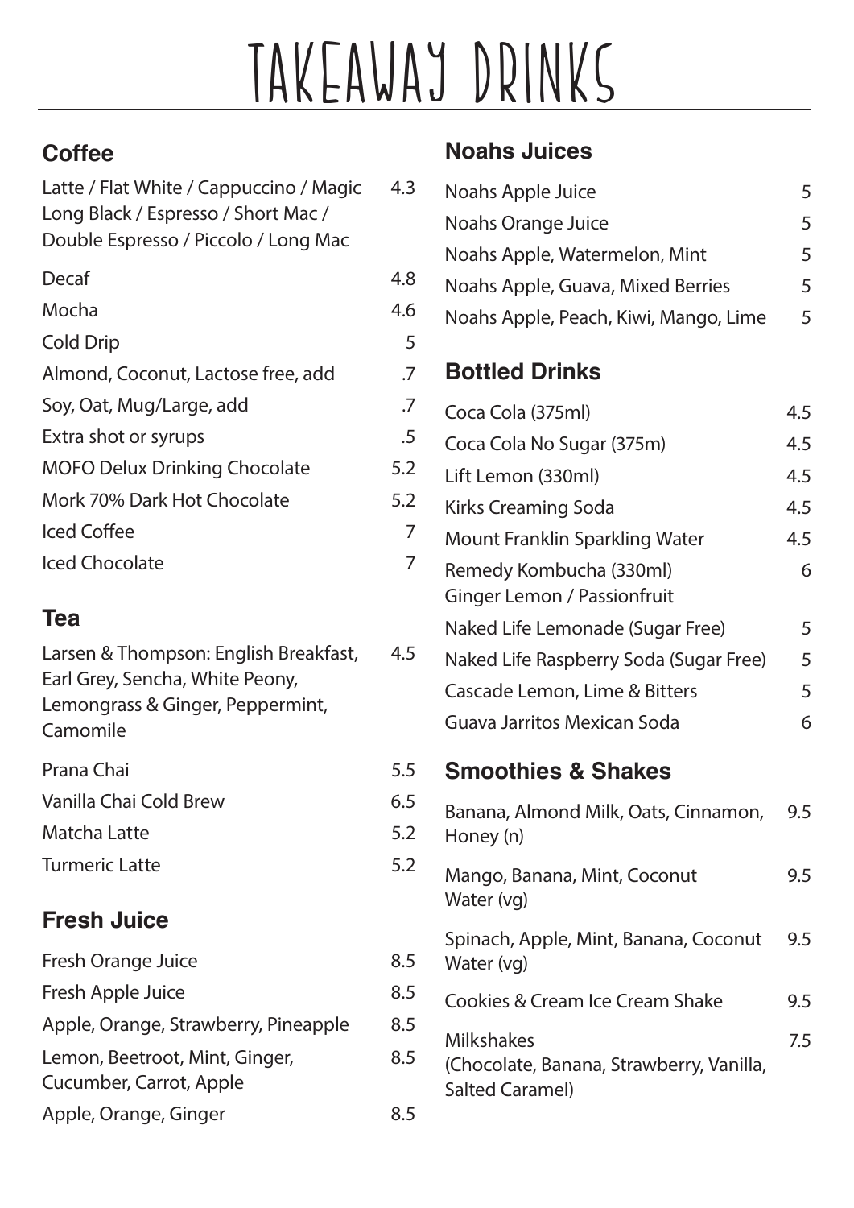# TAKEAWAY DRINKS

## Coffee

| Item | Price |
|---|---|
| Latte / Flat White / Cappuccino / Magic Long Black / Espresso / Short Mac / Double Espresso / Piccolo / Long Mac | 4.3 |
| Decaf | 4.8 |
| Mocha | 4.6 |
| Cold Drip | 5 |
| Almond, Coconut, Lactose free, add | .7 |
| Soy, Oat, Mug/Large, add | .7 |
| Extra shot or syrups | .5 |
| MOFO Delux Drinking Chocolate | 5.2 |
| Mork 70% Dark Hot Chocolate | 5.2 |
| Iced Coffee | 7 |
| Iced Chocolate | 7 |

## Tea

| Item | Price |
|---|---|
| Larsen & Thompson: English Breakfast, Earl Grey, Sencha, White Peony, Lemongrass & Ginger, Peppermint, Camomile | 4.5 |
| Prana Chai | 5.5 |
| Vanilla Chai Cold Brew | 6.5 |
| Matcha Latte | 5.2 |
| Turmeric Latte | 5.2 |

## Fresh Juice

| Item | Price |
|---|---|
| Fresh Orange Juice | 8.5 |
| Fresh Apple Juice | 8.5 |
| Apple, Orange, Strawberry, Pineapple | 8.5 |
| Lemon, Beetroot, Mint, Ginger, Cucumber, Carrot, Apple | 8.5 |
| Apple, Orange, Ginger | 8.5 |

## Noahs Juices

| Item | Price |
|---|---|
| Noahs Apple Juice | 5 |
| Noahs Orange Juice | 5 |
| Noahs Apple, Watermelon, Mint | 5 |
| Noahs Apple, Guava, Mixed Berries | 5 |
| Noahs Apple, Peach, Kiwi, Mango, Lime | 5 |

## Bottled Drinks

| Item | Price |
|---|---|
| Coca Cola (375ml) | 4.5 |
| Coca Cola No Sugar (375m) | 4.5 |
| Lift Lemon (330ml) | 4.5 |
| Kirks Creaming Soda | 4.5 |
| Mount Franklin Sparkling Water | 4.5 |
| Remedy Kombucha (330ml) Ginger Lemon / Passionfruit | 6 |
| Naked Life Lemonade (Sugar Free) | 5 |
| Naked Life Raspberry Soda (Sugar Free) | 5 |
| Cascade Lemon, Lime & Bitters | 5 |
| Guava Jarritos Mexican Soda | 6 |

## Smoothies & Shakes

| Item | Price |
|---|---|
| Banana, Almond Milk, Oats, Cinnamon, Honey (n) | 9.5 |
| Mango, Banana, Mint, Coconut Water (vg) | 9.5 |
| Spinach, Apple, Mint, Banana, Coconut Water (vg) | 9.5 |
| Cookies & Cream Ice Cream Shake | 9.5 |
| Milkshakes (Chocolate, Banana, Strawberry, Vanilla, Salted Caramel) | 7.5 |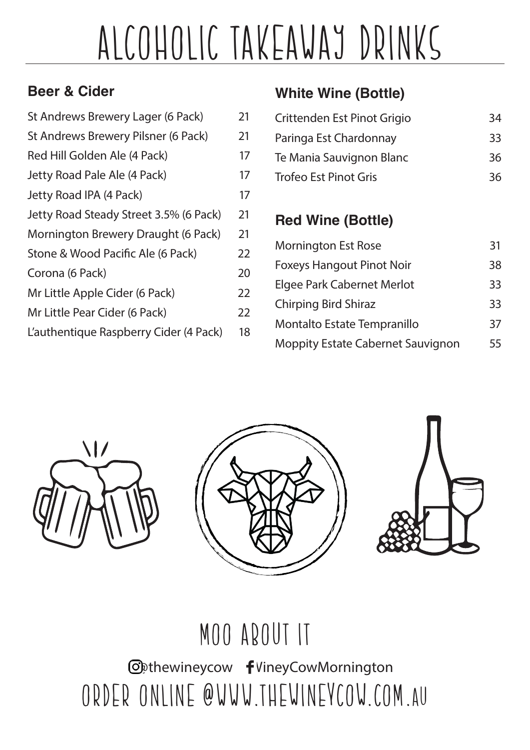# ALCOHOLIC TAKEAWAY DRINKS

## Beer & Cider

| | |
|---|---|
| St Andrews Brewery Lager (6 Pack) | 21 |
| St Andrews Brewery Pilsner (6 Pack) | 21 |
| Red Hill Golden Ale (4 Pack) | 17 |
| Jetty Road Pale Ale (4 Pack) | 17 |
| Jetty Road IPA (4 Pack) | 17 |
| Jetty Road Steady Street 3.5% (6 Pack) | 21 |
| Mornington Brewery Draught (6 Pack) | 21 |
| Stone & Wood Pacific Ale (6 Pack) | 22 |
| Corona (6 Pack) | 20 |
| Mr Little Apple Cider (6 Pack) | 22 |
| Mr Little Pear Cider (6 Pack) | 22 |
| L'authentique Raspberry Cider (4 Pack) | 18 |

## White Wine (Bottle)

| | |
|---|---|
| Crittenden Est Pinot Grigio | 34 |
| Paringa Est Chardonnay | 33 |
| Te Mania Sauvignon Blanc | 36 |
| Trofeo Est Pinot Gris | 36 |

## Red Wine (Bottle)

| | |
|---|---|
| Mornington Est Rose | 31 |
| Foxeys Hangout Pinot Noir | 38 |
| Elgee Park Cabernet Merlot | 33 |
| Chirping Bird Shiraz | 33 |
| Montalto Estate Tempranillo | 37 |
| Moppity Estate Cabernet Sauvignon | 55 |

MOO ABOUT IT

@thewineycow VineyCowMornington

ORDER ONLINE @WWW.THEWINEYCOW.COM.AU